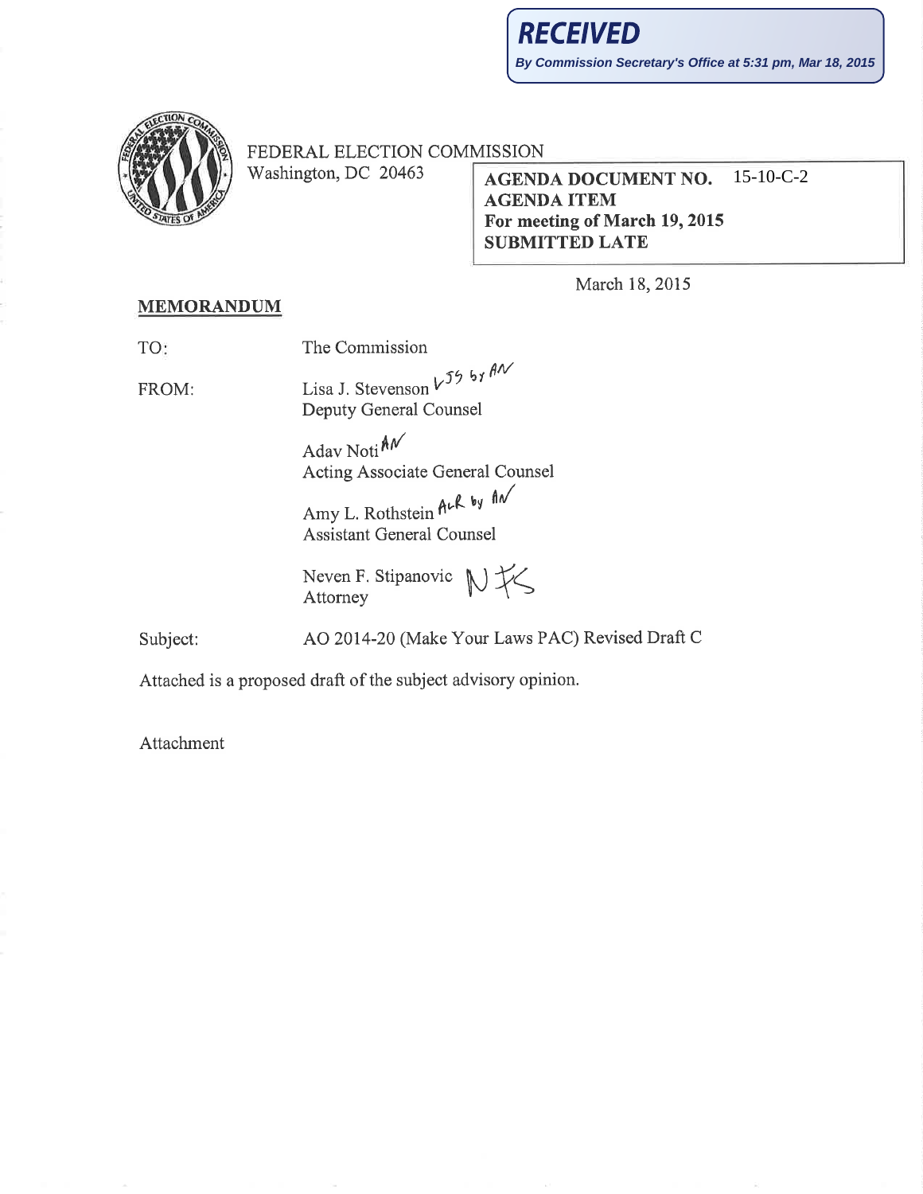**RECEIVED**

**By Commission Secretary's Office at 5:31 pm, Mar 18, 2015**

FEDERAL ELECTION COMMISSION
Washington, DC 20463

**AGENDA DOCUMENT NO.** 15-10-C-2
**AGENDA ITEM**
**For meeting of March 19, 2015**
**SUBMITTED LATE**

March 18, 2015

**MEMORANDUM**

TO: The Commission

FROM: Lisa J. Stevenson LJS by AN
Deputy General Counsel

Adav Noti AN
Acting Associate General Counsel

Amy L. Rothstein ALR by AN
Assistant General Counsel

Neven F. Stipanovic NFS
Attorney

Subject: AO 2014-20 (Make Your Laws PAC) Revised Draft C

Attached is a proposed draft of the subject advisory opinion.

Attachment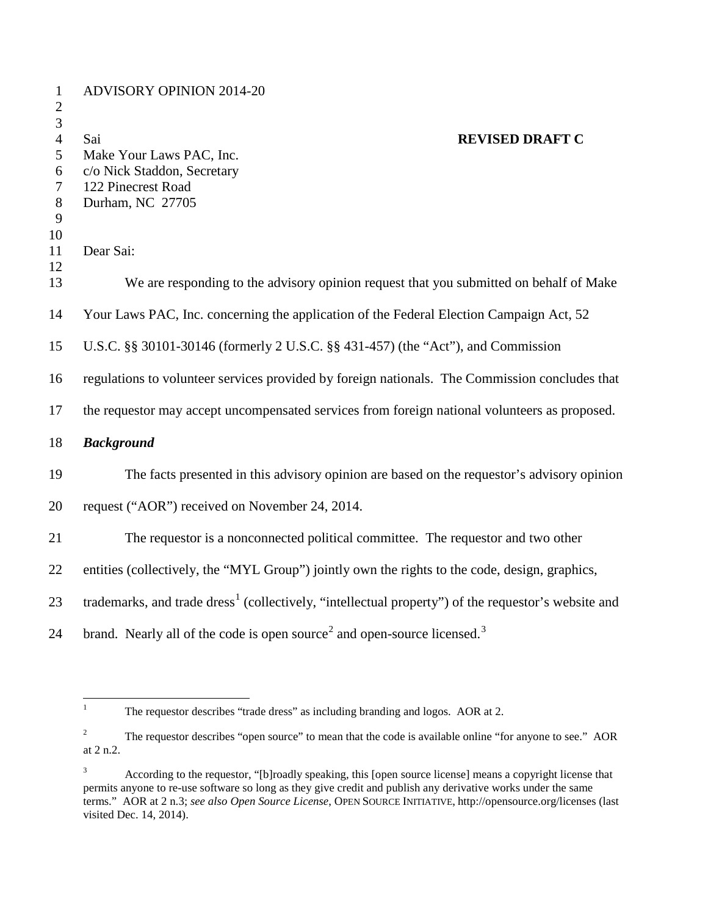ADVISORY OPINION 2014-20

Sai
Make Your Laws PAC, Inc.
c/o Nick Staddon, Secretary
122 Pinecrest Road
Durham, NC 27705

**REVISED DRAFT C**

Dear Sai:

We are responding to the advisory opinion request that you submitted on behalf of Make Your Laws PAC, Inc. concerning the application of the Federal Election Campaign Act, 52 U.S.C. §§ 30101-30146 (formerly 2 U.S.C. §§ 431-457) (the "Act"), and Commission regulations to volunteer services provided by foreign nationals. The Commission concludes that the requestor may accept uncompensated services from foreign national volunteers as proposed.

***Background***

The facts presented in this advisory opinion are based on the requestor's advisory opinion request ("AOR") received on November 24, 2014.

The requestor is a nonconnected political committee. The requestor and two other entities (collectively, the "MYL Group") jointly own the rights to the code, design, graphics, trademarks, and trade dress[1] (collectively, "intellectual property") of the requestor's website and brand. Nearly all of the code is open source[2] and open-source licensed.[3]

---

[1] The requestor describes "trade dress" as including branding and logos. AOR at 2.

[2] The requestor describes "open source" to mean that the code is available online "for anyone to see." AOR at 2 n.2.

[3] According to the requestor, "[b]roadly speaking, this [open source license] means a copyright license that permits anyone to re-use software so long as they give credit and publish any derivative works under the same terms." AOR at 2 n.3; *see also Open Source License*, OPEN SOURCE INITIATIVE, http://opensource.org/licenses (last visited Dec. 14, 2014).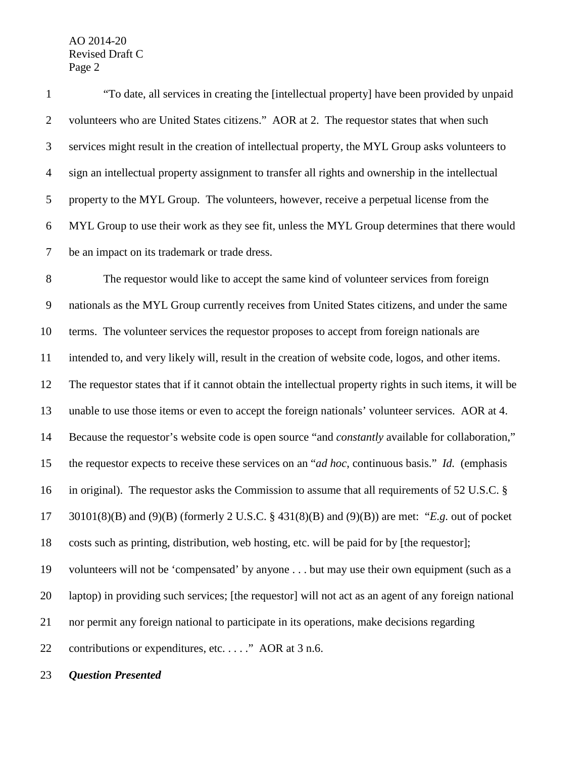"To date, all services in creating the [intellectual property] have been provided by unpaid volunteers who are United States citizens." AOR at 2. The requestor states that when such services might result in the creation of intellectual property, the MYL Group asks volunteers to sign an intellectual property assignment to transfer all rights and ownership in the intellectual property to the MYL Group. The volunteers, however, receive a perpetual license from the MYL Group to use their work as they see fit, unless the MYL Group determines that there would be an impact on its trademark or trade dress.

The requestor would like to accept the same kind of volunteer services from foreign nationals as the MYL Group currently receives from United States citizens, and under the same terms. The volunteer services the requestor proposes to accept from foreign nationals are intended to, and very likely will, result in the creation of website code, logos, and other items. The requestor states that if it cannot obtain the intellectual property rights in such items, it will be unable to use those items or even to accept the foreign nationals' volunteer services. AOR at 4. Because the requestor's website code is open source "and *constantly* available for collaboration," the requestor expects to receive these services on an "*ad hoc*, continuous basis." *Id.* (emphasis in original). The requestor asks the Commission to assume that all requirements of 52 U.S.C. § 30101(8)(B) and (9)(B) (formerly 2 U.S.C. § 431(8)(B) and (9)(B)) are met: "*E.g.* out of pocket costs such as printing, distribution, web hosting, etc. will be paid for by [the requestor]; volunteers will not be 'compensated' by anyone . . . but may use their own equipment (such as a laptop) in providing such services; [the requestor] will not act as an agent of any foreign national nor permit any foreign national to participate in its operations, make decisions regarding contributions or expenditures, etc. . . . ." AOR at 3 n.6.

***Question Presented***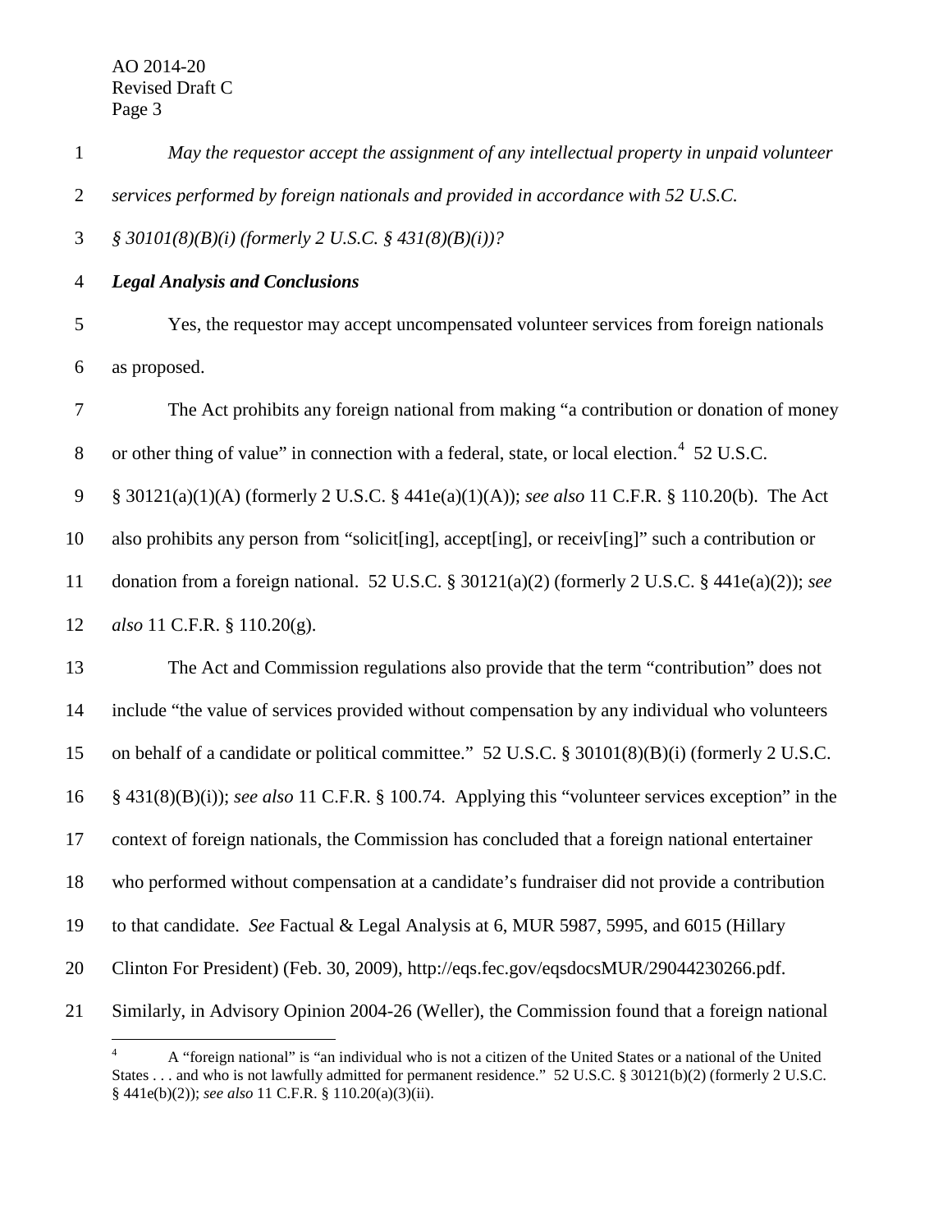*May the requestor accept the assignment of any intellectual property in unpaid volunteer services performed by foreign nationals and provided in accordance with 52 U.S.C. § 30101(8)(B)(i) (formerly 2 U.S.C. § 431(8)(B)(i))?*

***Legal Analysis and Conclusions***

Yes, the requestor may accept uncompensated volunteer services from foreign nationals as proposed.

The Act prohibits any foreign national from making "a contribution or donation of money or other thing of value" in connection with a federal, state, or local election.[4] 52 U.S.C. § 30121(a)(1)(A) (formerly 2 U.S.C. § 441e(a)(1)(A)); *see also* 11 C.F.R. § 110.20(b). The Act also prohibits any person from "solicit[ing], accept[ing], or receiv[ing]" such a contribution or donation from a foreign national. 52 U.S.C. § 30121(a)(2) (formerly 2 U.S.C. § 441e(a)(2)); *see also* 11 C.F.R. § 110.20(g).

The Act and Commission regulations also provide that the term "contribution" does not include "the value of services provided without compensation by any individual who volunteers on behalf of a candidate or political committee." 52 U.S.C. § 30101(8)(B)(i) (formerly 2 U.S.C. § 431(8)(B)(i)); *see also* 11 C.F.R. § 100.74. Applying this "volunteer services exception" in the context of foreign nationals, the Commission has concluded that a foreign national entertainer who performed without compensation at a candidate's fundraiser did not provide a contribution to that candidate. *See* Factual & Legal Analysis at 6, MUR 5987, 5995, and 6015 (Hillary Clinton For President) (Feb. 30, 2009), http://eqs.fec.gov/eqsdocsMUR/29044230266.pdf. Similarly, in Advisory Opinion 2004-26 (Weller), the Commission found that a foreign national

---

[4] A "foreign national" is "an individual who is not a citizen of the United States or a national of the United States . . . and who is not lawfully admitted for permanent residence." 52 U.S.C. § 30121(b)(2) (formerly 2 U.S.C. § 441e(b)(2)); *see also* 11 C.F.R. § 110.20(a)(3)(ii).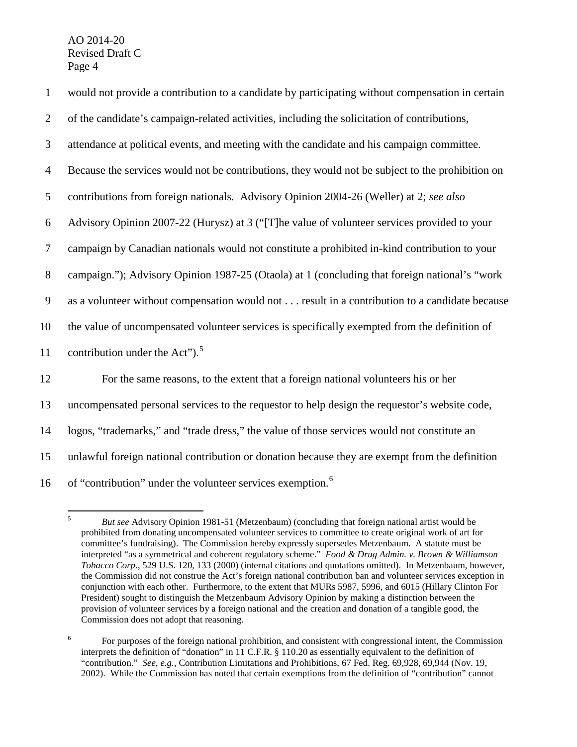would not provide a contribution to a candidate by participating without compensation in certain of the candidate's campaign-related activities, including the solicitation of contributions, attendance at political events, and meeting with the candidate and his campaign committee. Because the services would not be contributions, they would not be subject to the prohibition on contributions from foreign nationals. Advisory Opinion 2004-26 (Weller) at 2; *see also* Advisory Opinion 2007-22 (Hurysz) at 3 ("[T]he value of volunteer services provided to your campaign by Canadian nationals would not constitute a prohibited in-kind contribution to your campaign."); Advisory Opinion 1987-25 (Otaola) at 1 (concluding that foreign national's "work as a volunteer without compensation would not . . . result in a contribution to a candidate because the value of uncompensated volunteer services is specifically exempted from the definition of contribution under the Act").[5]

For the same reasons, to the extent that a foreign national volunteers his or her uncompensated personal services to the requestor to help design the requestor's website code, logos, "trademarks," and "trade dress," the value of those services would not constitute an unlawful foreign national contribution or donation because they are exempt from the definition of "contribution" under the volunteer services exemption.[6]

---

[5] *But see* Advisory Opinion 1981-51 (Metzenbaum) (concluding that foreign national artist would be prohibited from donating uncompensated volunteer services to committee to create original work of art for committee's fundraising). The Commission hereby expressly supersedes Metzenbaum. A statute must be interpreted "as a symmetrical and coherent regulatory scheme." *Food & Drug Admin. v. Brown & Williamson Tobacco Corp.*, 529 U.S. 120, 133 (2000) (internal citations and quotations omitted). In Metzenbaum, however, the Commission did not construe the Act's foreign national contribution ban and volunteer services exception in conjunction with each other. Furthermore, to the extent that MURs 5987, 5996, and 6015 (Hillary Clinton For President) sought to distinguish the Metzenbaum Advisory Opinion by making a distinction between the provision of volunteer services by a foreign national and the creation and donation of a tangible good, the Commission does not adopt that reasoning.

[6] For purposes of the foreign national prohibition, and consistent with congressional intent, the Commission interprets the definition of "donation" in 11 C.F.R. § 110.20 as essentially equivalent to the definition of "contribution." *See, e.g.*, Contribution Limitations and Prohibitions, 67 Fed. Reg. 69,928, 69,944 (Nov. 19, 2002). While the Commission has noted that certain exemptions from the definition of "contribution" cannot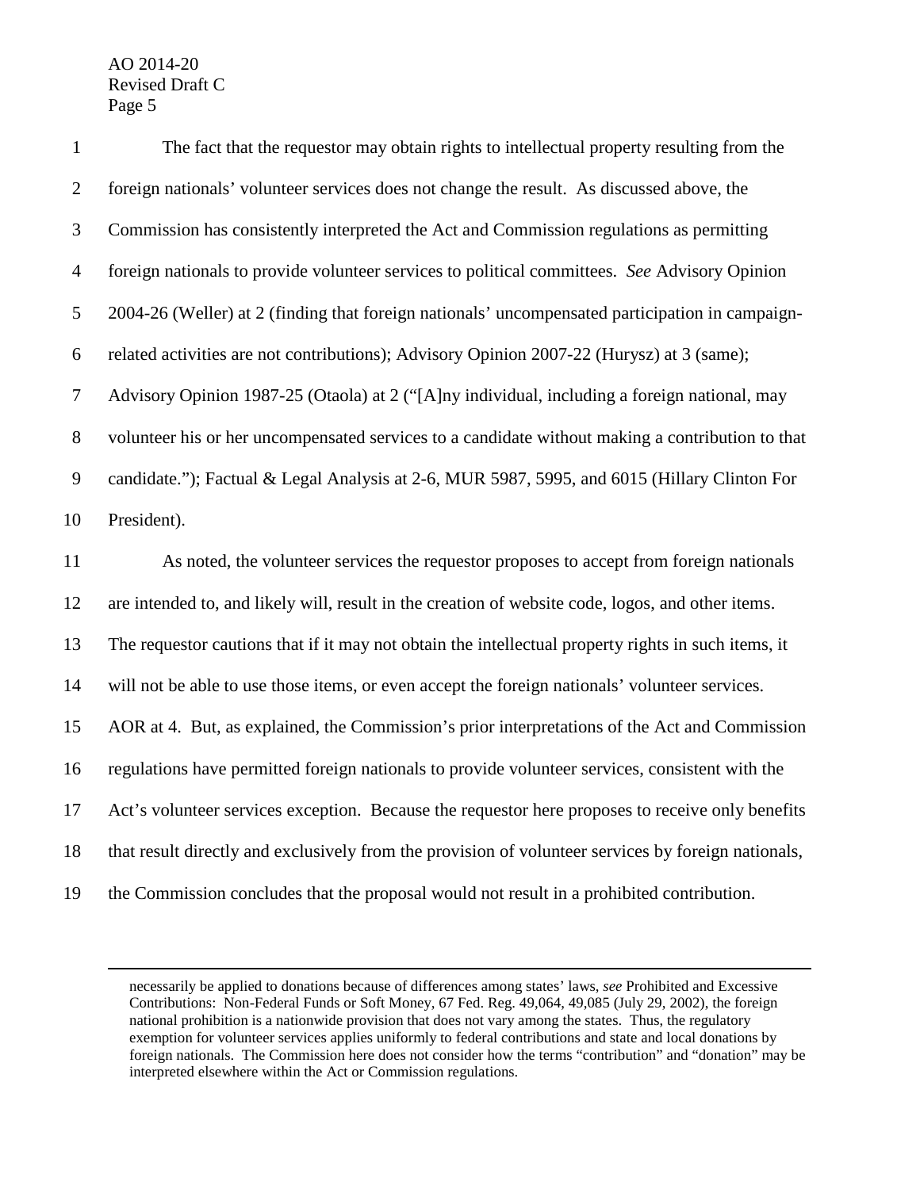The fact that the requestor may obtain rights to intellectual property resulting from the foreign nationals' volunteer services does not change the result. As discussed above, the Commission has consistently interpreted the Act and Commission regulations as permitting foreign nationals to provide volunteer services to political committees. *See* Advisory Opinion 2004-26 (Weller) at 2 (finding that foreign nationals' uncompensated participation in campaign-related activities are not contributions); Advisory Opinion 2007-22 (Hurysz) at 3 (same); Advisory Opinion 1987-25 (Otaola) at 2 ("[A]ny individual, including a foreign national, may volunteer his or her uncompensated services to a candidate without making a contribution to that candidate."); Factual & Legal Analysis at 2-6, MUR 5987, 5995, and 6015 (Hillary Clinton For President).

As noted, the volunteer services the requestor proposes to accept from foreign nationals are intended to, and likely will, result in the creation of website code, logos, and other items. The requestor cautions that if it may not obtain the intellectual property rights in such items, it will not be able to use those items, or even accept the foreign nationals' volunteer services. AOR at 4. But, as explained, the Commission's prior interpretations of the Act and Commission regulations have permitted foreign nationals to provide volunteer services, consistent with the Act's volunteer services exception. Because the requestor here proposes to receive only benefits that result directly and exclusively from the provision of volunteer services by foreign nationals, the Commission concludes that the proposal would not result in a prohibited contribution.

---

necessarily be applied to donations because of differences among states' laws, *see* Prohibited and Excessive Contributions: Non-Federal Funds or Soft Money, 67 Fed. Reg. 49,064, 49,085 (July 29, 2002), the foreign national prohibition is a nationwide provision that does not vary among the states. Thus, the regulatory exemption for volunteer services applies uniformly to federal contributions and state and local donations by foreign nationals. The Commission here does not consider how the terms "contribution" and "donation" may be interpreted elsewhere within the Act or Commission regulations.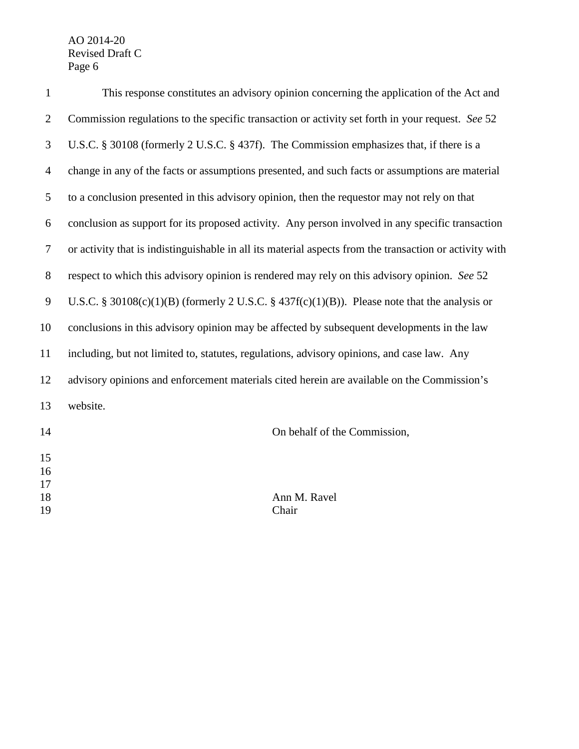This response constitutes an advisory opinion concerning the application of the Act and Commission regulations to the specific transaction or activity set forth in your request. *See* 52 U.S.C. § 30108 (formerly 2 U.S.C. § 437f). The Commission emphasizes that, if there is a change in any of the facts or assumptions presented, and such facts or assumptions are material to a conclusion presented in this advisory opinion, then the requestor may not rely on that conclusion as support for its proposed activity. Any person involved in any specific transaction or activity that is indistinguishable in all its material aspects from the transaction or activity with respect to which this advisory opinion is rendered may rely on this advisory opinion. *See* 52 U.S.C. § 30108(c)(1)(B) (formerly 2 U.S.C. § 437f(c)(1)(B)). Please note that the analysis or conclusions in this advisory opinion may be affected by subsequent developments in the law including, but not limited to, statutes, regulations, advisory opinions, and case law. Any advisory opinions and enforcement materials cited herein are available on the Commission's website.

On behalf of the Commission,

Ann M. Ravel
Chair